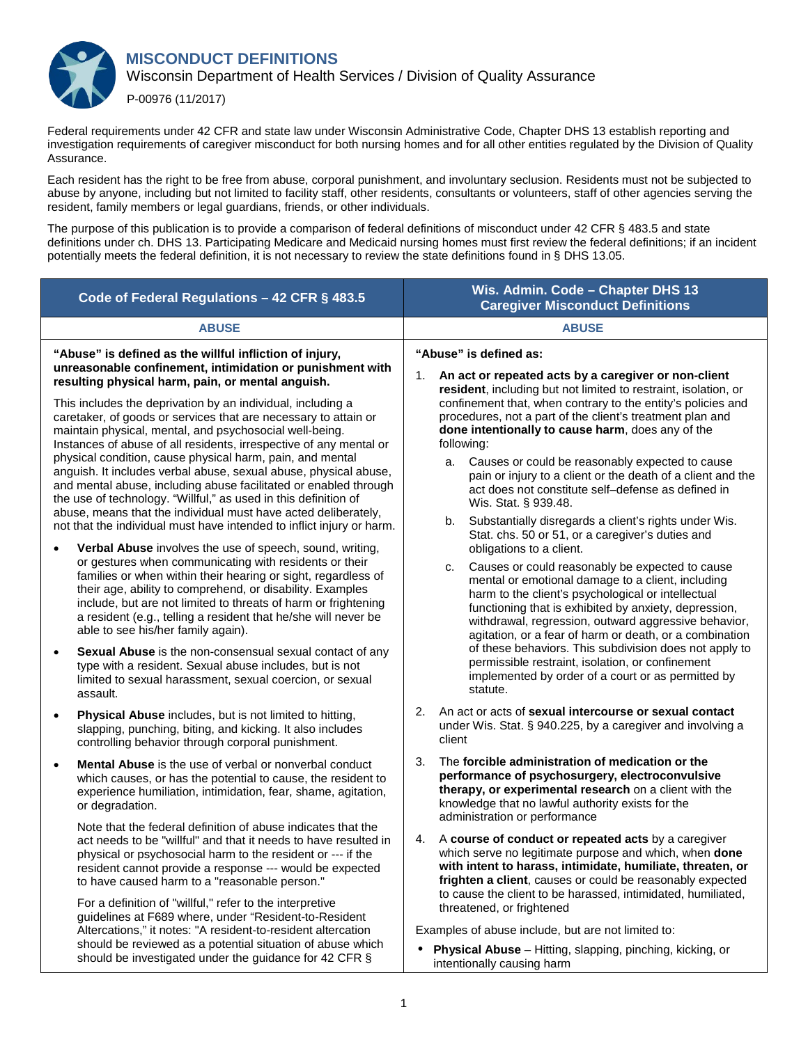# MISCONDUCT DEFINITIONS

Wisconsin Department of Health Services / Division of Quality Assurance

P-00976 (11/2017)

Federal requirements under 42 CFR and state law under Wisconsin Administrative Code, Chapter DHS 13 establish reporting and investigation requirements of caregiver misconduct for both nursing homes and for all other entities regulated by the Division of Quality Assurance.

Each resident has the right to be free from abuse, corporal punishment, and involuntary seclusion. Residents must not be subjected to abuse by anyone, including but not limited to facility staff, other residents, consultants or volunteers, staff of other agencies serving the resident, family members or legal guardians, friends, or other individuals.

The purpose of this publication is to provide a comparison of federal definitions of misconduct under 42 CFR § 483.5 and state definitions under ch. DHS 13. Participating Medicare and Medicaid nursing homes must first review the federal definitions; if an incident potentially meets the federal definition, it is not necessary to review the state definitions found in § DHS 13.05.

| Code of Federal Regulations – 42 CFR § 483.5 | Wis. Admin. Code – Chapter DHS 13 Caregiver Misconduct Definitions |
|---|---|
| **ABUSE** | **ABUSE** |
| **"Abuse" is defined as the willful infliction of injury, unreasonable confinement, intimidation or punishment with resulting physical harm, pain, or mental anguish.**<br><br>This includes the deprivation by an individual, including a caretaker, of goods or services that are necessary to attain or maintain physical, mental, and psychosocial well-being. Instances of abuse of all residents, irrespective of any mental or physical condition, cause physical harm, pain, and mental anguish. It includes verbal abuse, sexual abuse, physical abuse, and mental abuse, including abuse facilitated or enabled through the use of technology. "Willful," as used in this definition of abuse, means that the individual must have acted deliberately, not that the individual must have intended to inflict injury or harm.<br><br>• **Verbal Abuse** involves the use of speech, sound, writing, or gestures when communicating with residents or their families or when within their hearing or sight, regardless of their age, ability to comprehend, or disability. Examples include, but are not limited to threats of harm or frightening a resident (e.g., telling a resident that he/she will never be able to see his/her family again).<br><br>• **Sexual Abuse** is the non-consensual sexual contact of any type with a resident. Sexual abuse includes, but is not limited to sexual harassment, sexual coercion, or sexual assault.<br><br>• **Physical Abuse** includes, but is not limited to hitting, slapping, punching, biting, and kicking. It also includes controlling behavior through corporal punishment.<br><br>• **Mental Abuse** is the use of verbal or nonverbal conduct which causes, or has the potential to cause, the resident to experience humiliation, intimidation, fear, shame, agitation, or degradation.<br><br>Note that the federal definition of abuse indicates that the act needs to be "willful" and that it needs to have resulted in physical or psychosocial harm to the resident or --- if the resident cannot provide a response --- would be expected to have caused harm to a "reasonable person."<br><br>For a definition of "willful," refer to the interpretive guidelines at F689 where, under "Resident-to-Resident Altercations," it notes: "A resident-to-resident altercation should be reviewed as a potential situation of abuse which should be investigated under the guidance for 42 CFR § | **"Abuse" is defined as:**<br><br>1. **An act or repeated acts by a caregiver or non-client resident**, including but not limited to restraint, isolation, or confinement that, when contrary to the entity's policies and procedures, not a part of the client's treatment plan and **done intentionally to cause harm**, does any of the following:<br>a. Causes or could be reasonably expected to cause pain or injury to a client or the death of a client and the act does not constitute self–defense as defined in Wis. Stat. § 939.48.<br>b. Substantially disregards a client's rights under Wis. Stat. chs. 50 or 51, or a caregiver's duties and obligations to a client.<br>c. Causes or could reasonably be expected to cause mental or emotional damage to a client, including harm to the client's psychological or intellectual functioning that is exhibited by anxiety, depression, withdrawal, regression, outward aggressive behavior, agitation, or a fear of harm or death, or a combination of these behaviors. This subdivision does not apply to permissible restraint, isolation, or confinement implemented by order of a court or as permitted by statute.<br><br>2. An act or acts of **sexual intercourse or sexual contact** under Wis. Stat. § 940.225, by a caregiver and involving a client<br><br>3. The **forcible administration of medication or the performance of psychosurgery, electroconvulsive therapy, or experimental research** on a client with the knowledge that no lawful authority exists for the administration or performance<br><br>4. A **course of conduct or repeated acts** by a caregiver which serve no legitimate purpose and which, when **done with intent to harass, intimidate, humiliate, threaten, or frighten a client**, causes or could be reasonably expected to cause the client to be harassed, intimidated, humiliated, threatened, or frightened<br><br>Examples of abuse include, but are not limited to:<br><br>• **Physical Abuse** – Hitting, slapping, pinching, kicking, or intentionally causing harm |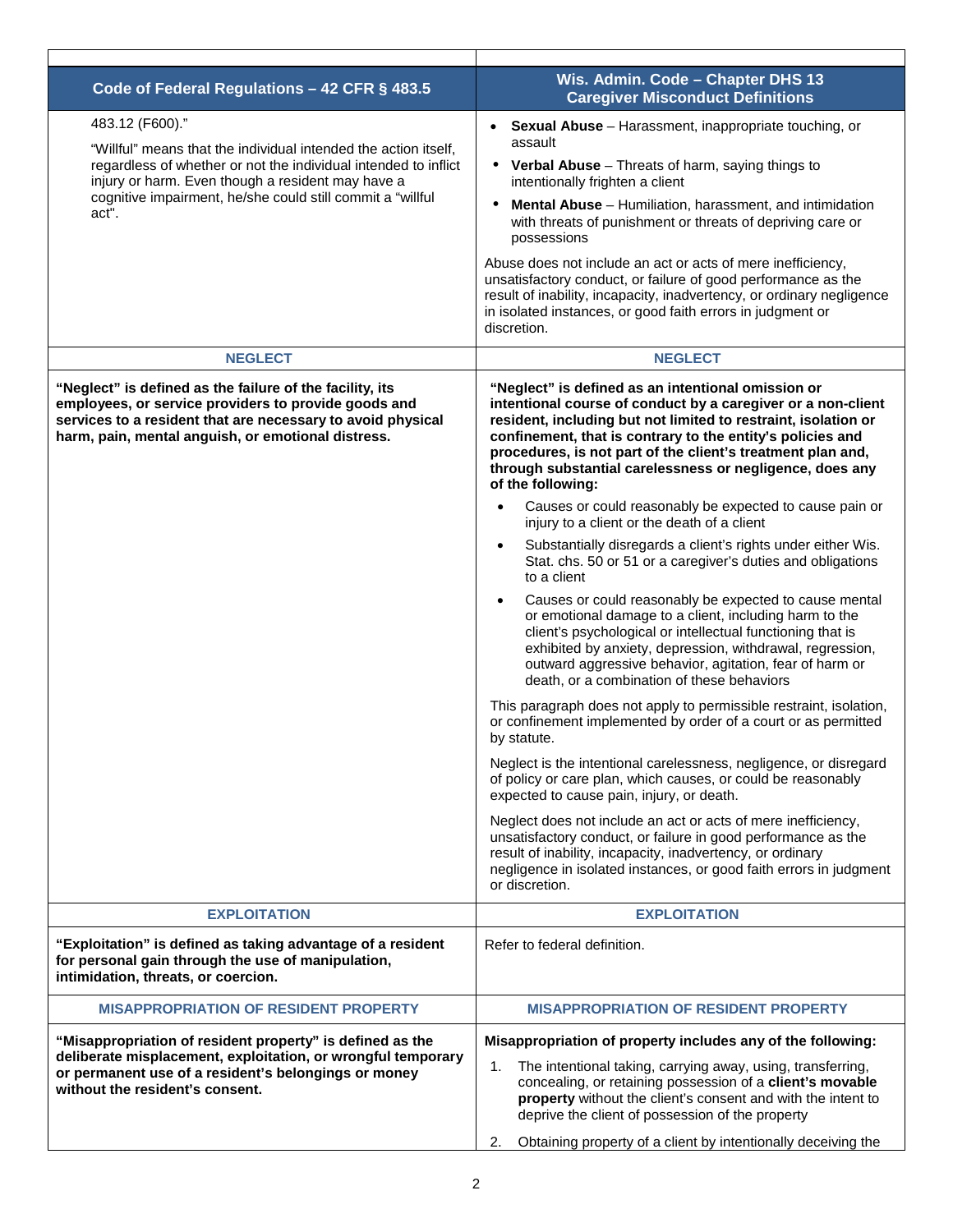| Code of Federal Regulations – 42 CFR § 483.5 | Wis. Admin. Code – Chapter DHS 13 Caregiver Misconduct Definitions |
|---|---|
| 483.12 (F600)."<br><br>"Willful" means that the individual intended the action itself, regardless of whether or not the individual intended to inflict injury or harm. Even though a resident may have a cognitive impairment, he/she could still commit a "willful act". | • **Sexual Abuse** – Harassment, inappropriate touching, or assault<br>• **Verbal Abuse** – Threats of harm, saying things to intentionally frighten a client<br>• **Mental Abuse** – Humiliation, harassment, and intimidation with threats of punishment or threats of depriving care or possessions<br><br>Abuse does not include an act or acts of mere inefficiency, unsatisfactory conduct, or failure of good performance as the result of inability, incapacity, inadvertency, or ordinary negligence in isolated instances, or good faith errors in judgment or discretion. |
| **NEGLECT** | **NEGLECT** |
| **"Neglect" is defined as the failure of the facility, its employees, or service providers to provide goods and services to a resident that are necessary to avoid physical harm, pain, mental anguish, or emotional distress.** | **"Neglect" is defined as an intentional omission or intentional course of conduct by a caregiver or a non-client resident, including but not limited to restraint, isolation or confinement, that is contrary to the entity's policies and procedures, is not part of the client's treatment plan and, through substantial carelessness or negligence, does any of the following:**<br>• Causes or could reasonably be expected to cause pain or injury to a client or the death of a client<br>• Substantially disregards a client's rights under either Wis. Stat. chs. 50 or 51 or a caregiver's duties and obligations to a client<br>• Causes or could reasonably be expected to cause mental or emotional damage to a client, including harm to the client's psychological or intellectual functioning that is exhibited by anxiety, depression, withdrawal, regression, outward aggressive behavior, agitation, fear of harm or death, or a combination of these behaviors<br><br>This paragraph does not apply to permissible restraint, isolation, or confinement implemented by order of a court or as permitted by statute.<br><br>Neglect is the intentional carelessness, negligence, or disregard of policy or care plan, which causes, or could be reasonably expected to cause pain, injury, or death.<br><br>Neglect does not include an act or acts of mere inefficiency, unsatisfactory conduct, or failure in good performance as the result of inability, incapacity, inadvertency, or ordinary negligence in isolated instances, or good faith errors in judgment or discretion. |
| **EXPLOITATION** | **EXPLOITATION** |
| **"Exploitation" is defined as taking advantage of a resident for personal gain through the use of manipulation, intimidation, threats, or coercion.** | Refer to federal definition. |
| **MISAPPROPRIATION OF RESIDENT PROPERTY** | **MISAPPROPRIATION OF RESIDENT PROPERTY** |
| **"Misappropriation of resident property" is defined as the deliberate misplacement, exploitation, or wrongful temporary or permanent use of a resident's belongings or money without the resident's consent.** | **Misappropriation of property includes any of the following:**<br>1. The intentional taking, carrying away, using, transferring, concealing, or retaining possession of a **client's movable property** without the client's consent and with the intent to deprive the client of possession of the property<br>2. Obtaining property of a client by intentionally deceiving the |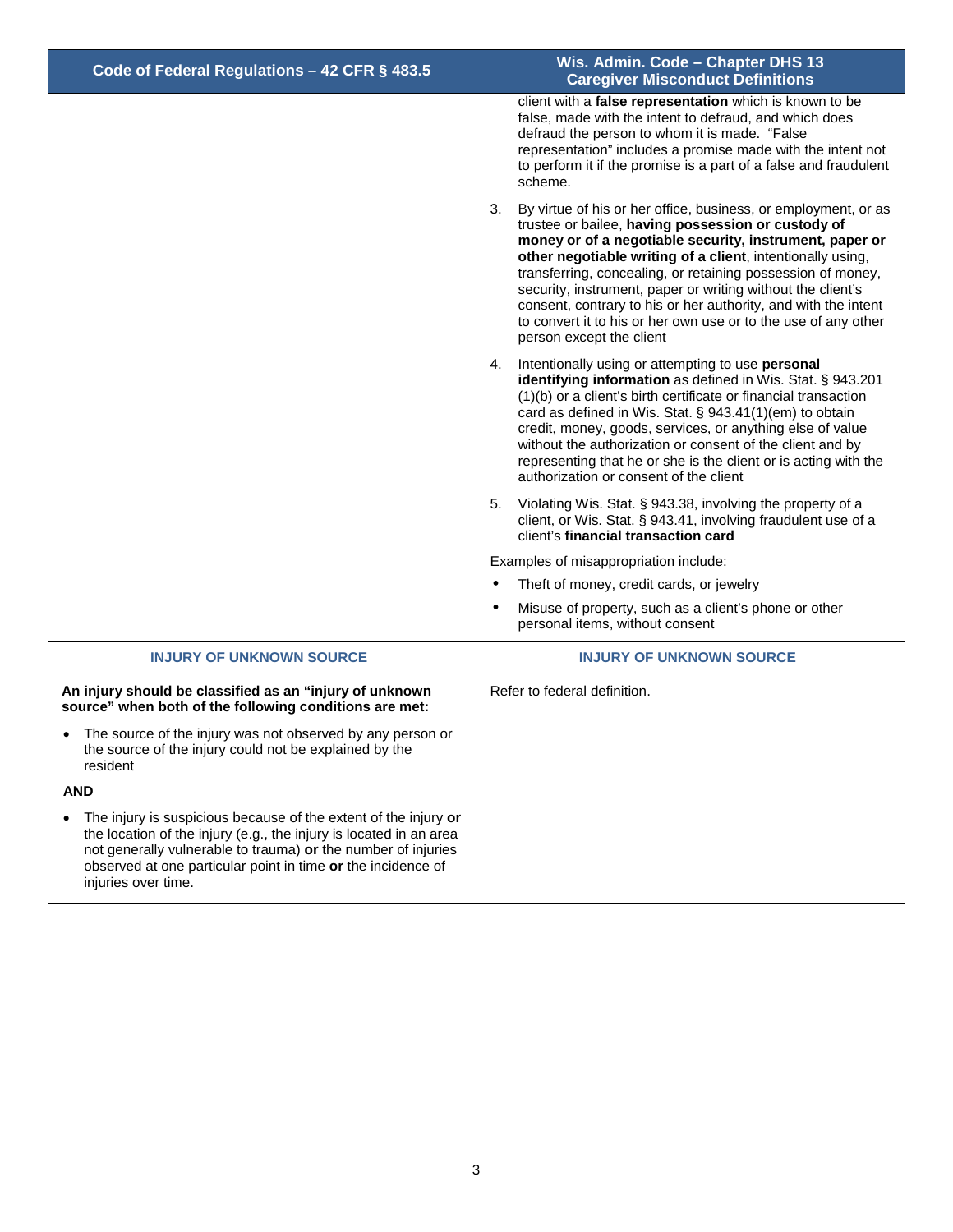| Code of Federal Regulations – 42 CFR § 483.5 | Wis. Admin. Code – Chapter DHS 13 Caregiver Misconduct Definitions |
|---|---|
| | client with a **false representation** which is known to be false, made with the intent to defraud, and which does defraud the person to whom it is made. "False representation" includes a promise made with the intent not to perform it if the promise is a part of a false and fraudulent scheme.<br><br>3. By virtue of his or her office, business, or employment, or as trustee or bailee, **having possession or custody of money or of a negotiable security, instrument, paper or other negotiable writing of a client**, intentionally using, transferring, concealing, or retaining possession of money, security, instrument, paper or writing without the client's consent, contrary to his or her authority, and with the intent to convert it to his or her own use or to the use of any other person except the client<br><br>4. Intentionally using or attempting to use **personal identifying information** as defined in Wis. Stat. § 943.201 (1)(b) or a client's birth certificate or financial transaction card as defined in Wis. Stat. § 943.41(1)(em) to obtain credit, money, goods, services, or anything else of value without the authorization or consent of the client and by representing that he or she is the client or is acting with the authorization or consent of the client<br><br>5. Violating Wis. Stat. § 943.38, involving the property of a client, or Wis. Stat. § 943.41, involving fraudulent use of a client's **financial transaction card**<br><br>Examples of misappropriation include:<br>• Theft of money, credit cards, or jewelry<br>• Misuse of property, such as a client's phone or other personal items, without consent |
| **INJURY OF UNKNOWN SOURCE** | **INJURY OF UNKNOWN SOURCE** |
| **An injury should be classified as an "injury of unknown source" when both of the following conditions are met:**<br>• The source of the injury was not observed by any person or the source of the injury could not be explained by the resident<br>**AND**<br>• The injury is suspicious because of the extent of the injury **or** the location of the injury (e.g., the injury is located in an area not generally vulnerable to trauma) **or** the number of injuries observed at one particular point in time **or** the incidence of injuries over time. | Refer to federal definition. |